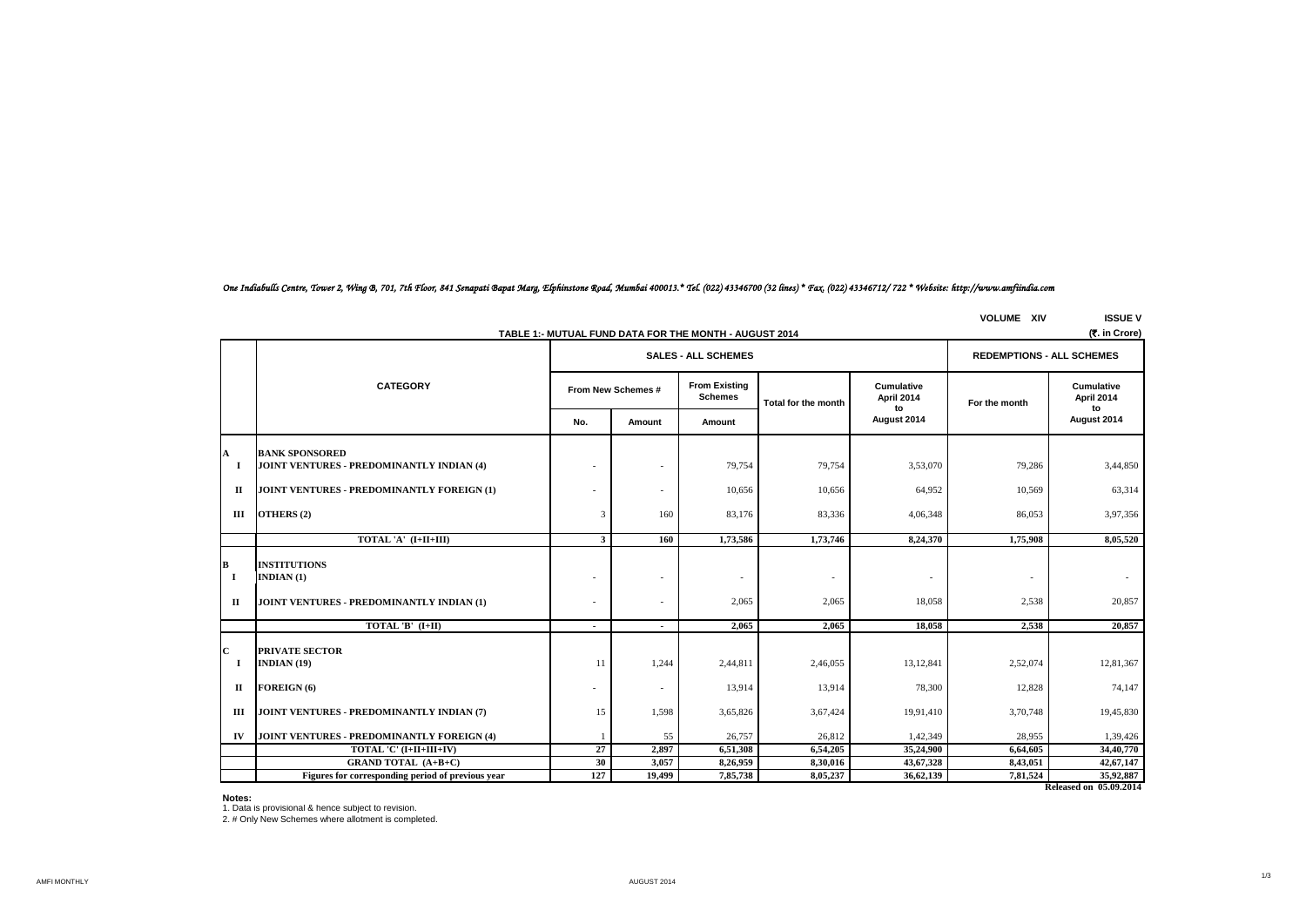*One Indiabulls Centre, Tower 2, Wing B, 701, 7th Floor, 841 Senapati Bapat Marg, Elphinstone Road, Mumbai 400013.* Tel. (022) 43346700 (32 lines) * Fax. (022) 43346712/ 722 * Website: http://www.amfiindia.com*

VOLUME XIV ISSUE V

**TABLE 1:- MUTUAL FUND DATA FOR THE MONTH - AUGUST 2014**

(₹. in Crore)

| | CATEGORY | SALES - ALL SCHEMES | | | | | REDEMPTIONS - ALL SCHEMES | |
|---|---|---|---|---|---|---|---|---|
| | | From New Schemes # | | From Existing Schemes | Total for the month | Cumulative April 2014 to August 2014 | For the month | Cumulative April 2014 to August 2014 |
| | | No. | Amount | Amount | | | | |
| **A** | **BANK SPONSORED** | | | | | | | |
| **I** | **JOINT VENTURES - PREDOMINANTLY INDIAN (4)** | - | - | 79,754 | 79,754 | 3,53,070 | 79,286 | 3,44,850 |
| **II** | **JOINT VENTURES - PREDOMINANTLY FOREIGN (1)** | - | - | 10,656 | 10,656 | 64,952 | 10,569 | 63,314 |
| **III** | **OTHERS (2)** | 3 | 160 | 83,176 | 83,336 | 4,06,348 | 86,053 | 3,97,356 |
| | **TOTAL 'A' (I+II+III)** | **3** | **160** | **1,73,586** | **1,73,746** | **8,24,370** | **1,75,908** | **8,05,520** |
| **B** | **INSTITUTIONS** | | | | | | | |
| **I** | **INDIAN (1)** | - | - | - | - | - | - | - |
| **II** | **JOINT VENTURES - PREDOMINANTLY INDIAN (1)** | - | - | 2,065 | 2,065 | 18,058 | 2,538 | 20,857 |
| | **TOTAL 'B' (I+II)** | **-** | **-** | **2,065** | **2,065** | **18,058** | **2,538** | **20,857** |
| **C** | **PRIVATE SECTOR** | | | | | | | |
| **I** | **INDIAN (19)** | 11 | 1,244 | 2,44,811 | 2,46,055 | 13,12,841 | 2,52,074 | 12,81,367 |
| **II** | **FOREIGN (6)** | - | - | 13,914 | 13,914 | 78,300 | 12,828 | 74,147 |
| **III** | **JOINT VENTURES - PREDOMINANTLY INDIAN (7)** | 15 | 1,598 | 3,65,826 | 3,67,424 | 19,91,410 | 3,70,748 | 19,45,830 |
| **IV** | **JOINT VENTURES - PREDOMINANTLY FOREIGN (4)** | 1 | 55 | 26,757 | 26,812 | 1,42,349 | 28,955 | 1,39,426 |
| | **TOTAL 'C' (I+II+III+IV)** | **27** | **2,897** | **6,51,308** | **6,54,205** | **35,24,900** | **6,64,605** | **34,40,770** |
| | **GRAND TOTAL (A+B+C)** | **30** | **3,057** | **8,26,959** | **8,30,016** | **43,67,328** | **8,43,051** | **42,67,147** |
| | **Figures for corresponding period of previous year** | **127** | **19,499** | **7,85,738** | **8,05,237** | **36,62,139** | **7,81,524** | **35,92,887** |

**Released on 05.09.2014**

**Notes:**

1. Data is provisional & hence subject to revision.
2. # Only New Schemes where allotment is completed.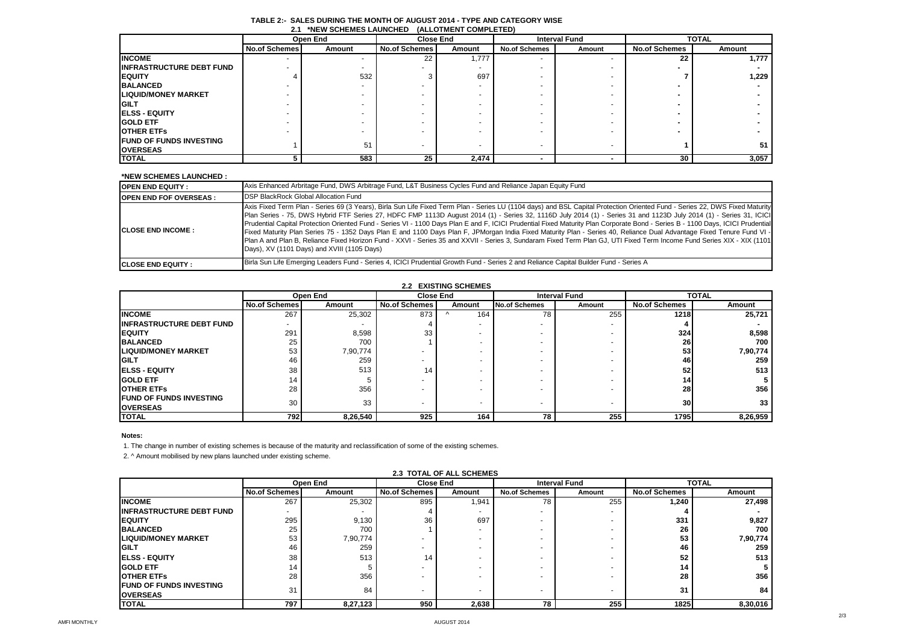## TABLE 2:- SALES DURING THE MONTH OF AUGUST 2014 - TYPE AND CATEGORY WISE

### 2.1 *NEW SCHEMES LAUNCHED (ALLOTMENT COMPLETED)

| | Open End | | Close End | | Interval Fund | | TOTAL | |
|---|---|---|---|---|---|---|---|---|
| | No.of Schemes | Amount | No.of Schemes | Amount | No.of Schemes | Amount | No.of Schemes | Amount |
| INCOME | - | - | 22 | 1,777 | - | - | 22 | 1,777 |
| INFRASTRUCTURE DEBT FUND | - | - | - | - | - | - | - | - |
| EQUITY | 4 | 532 | 3 | 697 | - | - | 7 | 1,229 |
| BALANCED | - | - | - | - | - | - | - | - |
| LIQUID/MONEY MARKET | - | - | - | - | - | - | - | - |
| GILT | - | - | - | - | - | - | - | - |
| ELSS - EQUITY | - | - | - | - | - | - | - | - |
| GOLD ETF | - | - | - | - | - | - | - | - |
| OTHER ETFs | - | - | - | - | - | - | - | - |
| FUND OF FUNDS INVESTING OVERSEAS | 1 | 51 | - | - | - | - | 1 | 51 |
| TOTAL | 5 | 583 | 25 | 2,474 | - | - | 30 | 3,057 |

**\*NEW SCHEMES LAUNCHED :**

| | |
|---|---|
| OPEN END EQUITY : | Axis Enhanced Arbritage Fund, DWS Arbitrage Fund, L&T Business Cycles Fund and Reliance Japan Equity Fund |
| OPEN END FOF OVERSEAS : | DSP BlackRock Global Allocation Fund |
| CLOSE END INCOME : | Axis Fixed Term Plan - Series 69 (3 Years), Birla Sun Life Fixed Term Plan - Series LU (1104 days) and BSL Capital Protection Oriented Fund - Series 22, DWS Fixed Maturity Plan Series - 75, DWS Hybrid FTF Series 27, HDFC FMP 1113D August 2014 (1) - Series 32, 1116D July 2014 (1) - Series 31 and 1123D July 2014 (1) - Series 31, ICICI Prudential Capital Protection Oriented Fund - Series VI - 1100 Days Plan E and F, ICICI Prudential Fixed Maturity Plan Corporate Bond - Series B - 1100 Days, ICICI Prudential Fixed Maturity Plan Series 75 - 1352 Days Plan E and 1100 Days Plan F, JPMorgan India Fixed Maturity Plan - Series 40, Reliance Dual Advantage Fixed Tenure Fund VI - Plan A and Plan B, Reliance Fixed Horizon Fund - XXVI - Series 35 and XXVII - Series 3, Sundaram Fixed Term Plan GJ, UTI Fixed Term Income Fund Series XIX - XIX (1101 Days), XV (1101 Days) and XVIII (1105 Days) |
| CLOSE END EQUITY : | Birla Sun Life Emerging Leaders Fund - Series 4, ICICI Prudential Growth Fund - Series 2 and Reliance Capital Builder Fund - Series A |

### 2.2 EXISTING SCHEMES

| | Open End | | Close End | | Interval Fund | | TOTAL | |
|---|---|---|---|---|---|---|---|---|
| | No.of Schemes | Amount | No.of Schemes | Amount | No.of Schemes | Amount | No.of Schemes | Amount |
| INCOME | 267 | 25,302 | 873 | ^ 164 | 78 | 255 | 1218 | 25,721 |
| INFRASTRUCTURE DEBT FUND | - | - | 4 | - | - | - | 4 | - |
| EQUITY | 291 | 8,598 | 33 | - | - | - | 324 | 8,598 |
| BALANCED | 25 | 700 | 1 | - | - | - | 26 | 700 |
| LIQUID/MONEY MARKET | 53 | 7,90,774 | - | - | - | - | 53 | 7,90,774 |
| GILT | 46 | 259 | - | - | - | - | 46 | 259 |
| ELSS - EQUITY | 38 | 513 | 14 | - | - | - | 52 | 513 |
| GOLD ETF | 14 | 5 | - | - | - | - | 14 | 5 |
| OTHER ETFs | 28 | 356 | - | - | - | - | 28 | 356 |
| FUND OF FUNDS INVESTING OVERSEAS | 30 | 33 | - | - | - | - | 30 | 33 |
| TOTAL | 792 | 8,26,540 | 925 | 164 | 78 | 255 | 1795 | 8,26,959 |

**Notes:**

1. The change in number of existing schemes is because of the maturity and reclassification of some of the existing schemes.
2. ^ Amount mobilised by new plans launched under existing scheme.

### 2.3 TOTAL OF ALL SCHEMES

| | Open End | | Close End | | Interval Fund | | TOTAL | |
|---|---|---|---|---|---|---|---|---|
| | No.of Schemes | Amount | No.of Schemes | Amount | No.of Schemes | Amount | No.of Schemes | Amount |
| INCOME | 267 | 25,302 | 895 | 1,941 | 78 | 255 | 1,240 | 27,498 |
| INFRASTRUCTURE DEBT FUND | - | - | 4 | - | - | - | 4 | - |
| EQUITY | 295 | 9,130 | 36 | 697 | - | - | 331 | 9,827 |
| BALANCED | 25 | 700 | 1 | - | - | - | 26 | 700 |
| LIQUID/MONEY MARKET | 53 | 7,90,774 | - | - | - | - | 53 | 7,90,774 |
| GILT | 46 | 259 | - | - | - | - | 46 | 259 |
| ELSS - EQUITY | 38 | 513 | 14 | - | - | - | 52 | 513 |
| GOLD ETF | 14 | 5 | - | - | - | - | 14 | 5 |
| OTHER ETFs | 28 | 356 | - | - | - | - | 28 | 356 |
| FUND OF FUNDS INVESTING OVERSEAS | 31 | 84 | - | - | - | - | 31 | 84 |
| TOTAL | 797 | 8,27,123 | 950 | 2,638 | 78 | 255 | 1825 | 8,30,016 |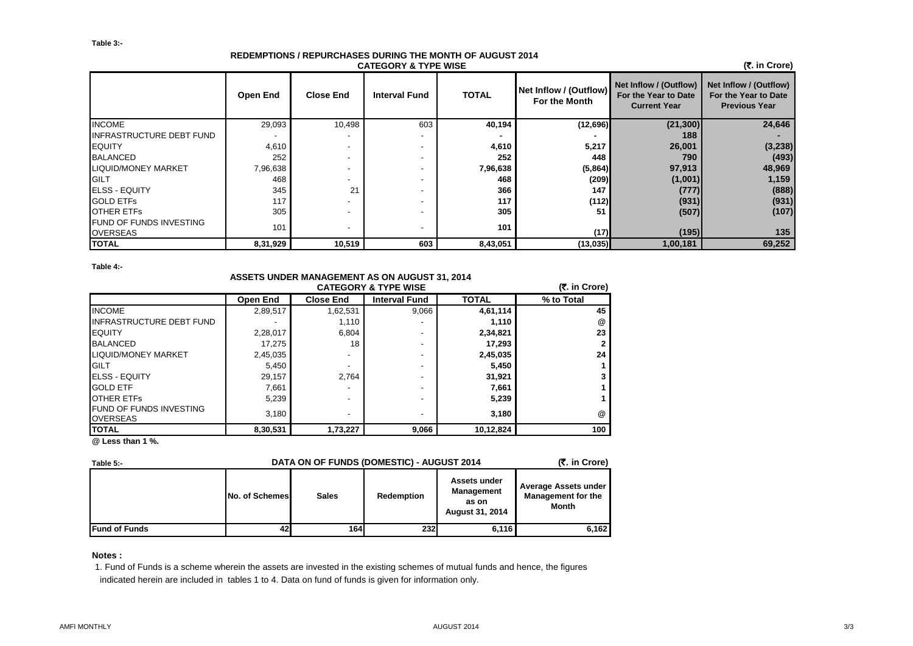**Table 3:-**

## REDEMPTIONS / REPURCHASES DURING THE MONTH OF AUGUST 2014
### CATEGORY & TYPE WISE

(₹. in Crore)

| | Open End | Close End | Interval Fund | TOTAL | Net Inflow / (Outflow) For the Month | Net Inflow / (Outflow) For the Year to Date Current Year | Net Inflow / (Outflow) For the Year to Date Previous Year |
|---|---|---|---|---|---|---|---|
| INCOME | 29,093 | 10,498 | 603 | **40,194** | **(12,696)** | **(21,300)** | **24,646** |
| INFRASTRUCTURE DEBT FUND | - | - | - | **-** | **-** | **188** | **-** |
| EQUITY | 4,610 | - | - | **4,610** | **5,217** | **26,001** | **(3,238)** |
| BALANCED | 252 | - | - | **252** | **448** | **790** | **(493)** |
| LIQUID/MONEY MARKET | 7,96,638 | - | - | **7,96,638** | **(5,864)** | **97,913** | **48,969** |
| GILT | 468 | - | - | **468** | **(209)** | **(1,001)** | **1,159** |
| ELSS - EQUITY | 345 | 21 | - | **366** | **147** | **(777)** | **(888)** |
| GOLD ETFs | 117 | - | - | **117** | **(112)** | **(931)** | **(931)** |
| OTHER ETFs | 305 | - | - | **305** | **51** | **(507)** | **(107)** |
| FUND OF FUNDS INVESTING OVERSEAS | 101 | - | - | **101** | **(17)** | **(195)** | **135** |
| **TOTAL** | **8,31,929** | **10,519** | **603** | **8,43,051** | **(13,035)** | **1,00,181** | **69,252** |

**Table 4:-**

## ASSETS UNDER MANAGEMENT AS ON AUGUST 31, 2014
### CATEGORY & TYPE WISE

(₹. in Crore)

| | Open End | Close End | Interval Fund | TOTAL | % to Total |
|---|---|---|---|---|---|
| INCOME | 2,89,517 | 1,62,531 | 9,066 | **4,61,114** | **45** |
| INFRASTRUCTURE DEBT FUND | - | 1,110 | - | **1,110** | **@** |
| EQUITY | 2,28,017 | 6,804 | - | **2,34,821** | **23** |
| BALANCED | 17,275 | 18 | - | **17,293** | **2** |
| LIQUID/MONEY MARKET | 2,45,035 | - | - | **2,45,035** | **24** |
| GILT | 5,450 | - | - | **5,450** | **1** |
| ELSS - EQUITY | 29,157 | 2,764 | - | **31,921** | **3** |
| GOLD ETF | 7,661 | - | - | **7,661** | **1** |
| OTHER ETFs | 5,239 | - | - | **5,239** | **1** |
| FUND OF FUNDS INVESTING OVERSEAS | 3,180 | - | - | **3,180** | **@** |
| **TOTAL** | **8,30,531** | **1,73,227** | **9,066** | **10,12,824** | **100** |

**@ Less than 1 %.**

**Table 5:-**

## DATA ON OF FUNDS (DOMESTIC) - AUGUST 2014

(₹. in Crore)

| | No. of Schemes | Sales | Redemption | Assets under Management as on August 31, 2014 | Average Assets under Management for the Month |
|---|---|---|---|---|---|
| **Fund of Funds** | **42** | **164** | **232** | **6,116** | **6,162** |

**Notes :**

1. Fund of Funds is a scheme wherein the assets are invested in the existing schemes of mutual funds and hence, the figures indicated herein are included in tables 1 to 4. Data on fund of funds is given for information only.